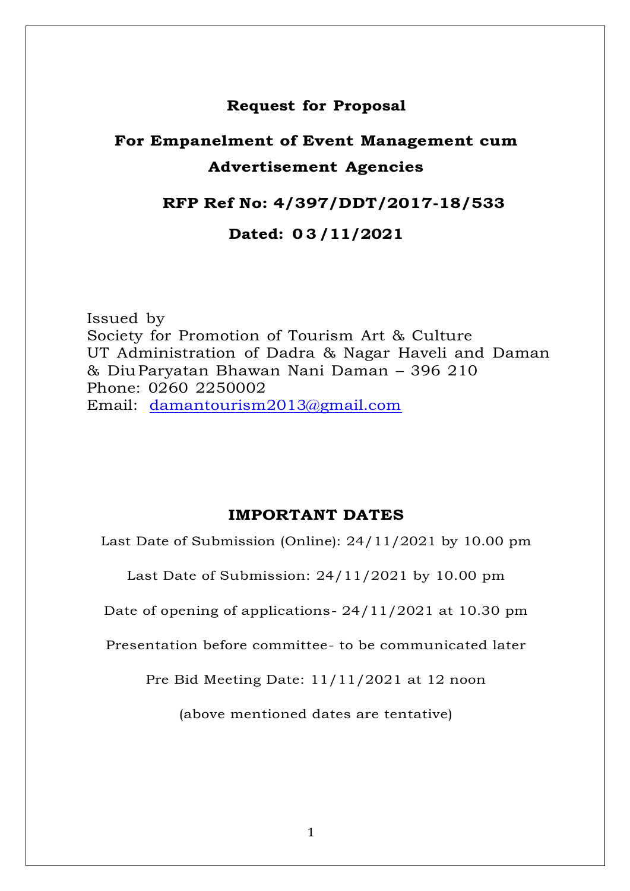# Request for Proposal

## For Empanelment of Event Management cum Advertisement Agencies

**RFP Ref No: 4/397/DDT/2017-18/533**

**Dated: 03/11/2021**

Issued by
Society for Promotion of Tourism Art & Culture
UT Administration of Dadra & Nagar Haveli and Daman & Diu Paryatan Bhawan Nani Daman – 396 210
Phone: 0260 2250002
Email: damantourism2013@gmail.com

## IMPORTANT DATES

Last Date of Submission (Online): 24/11/2021 by 10.00 pm

Last Date of Submission: 24/11/2021 by 10.00 pm

Date of opening of applications- 24/11/2021 at 10.30 pm

Presentation before committee- to be communicated later

Pre Bid Meeting Date: 11/11/2021 at 12 noon

(above mentioned dates are tentative)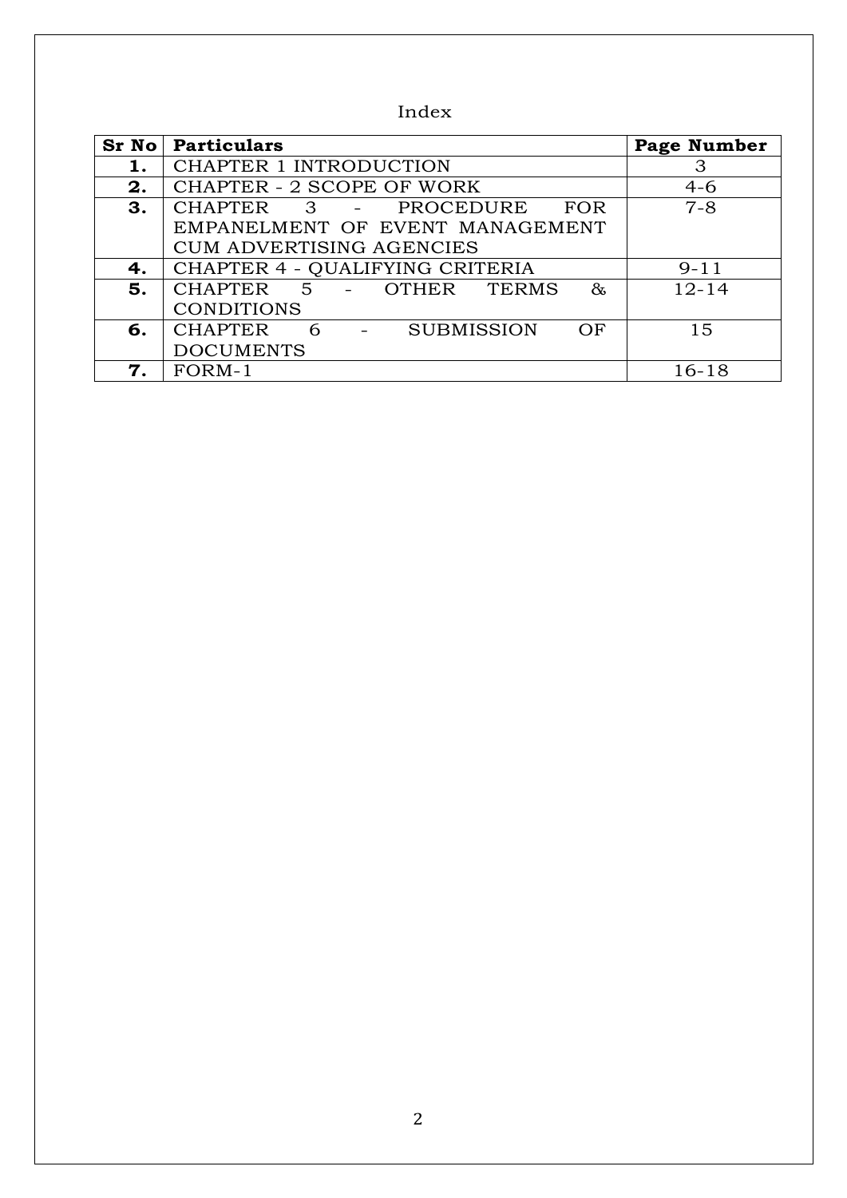Index

| Sr No | Particulars | Page Number |
|---|---|---|
| **1.** | CHAPTER 1 INTRODUCTION | 3 |
| **2.** | CHAPTER - 2 SCOPE OF WORK | 4-6 |
| **3.** | CHAPTER 3 - PROCEDURE FOR EMPANELMENT OF EVENT MANAGEMENT CUM ADVERTISING AGENCIES | 7-8 |
| **4.** | CHAPTER 4 - QUALIFYING CRITERIA | 9-11 |
| **5.** | CHAPTER 5 - OTHER TERMS & CONDITIONS | 12-14 |
| **6.** | CHAPTER 6 - SUBMISSION OF DOCUMENTS | 15 |
| **7.** | FORM-1 | 16-18 |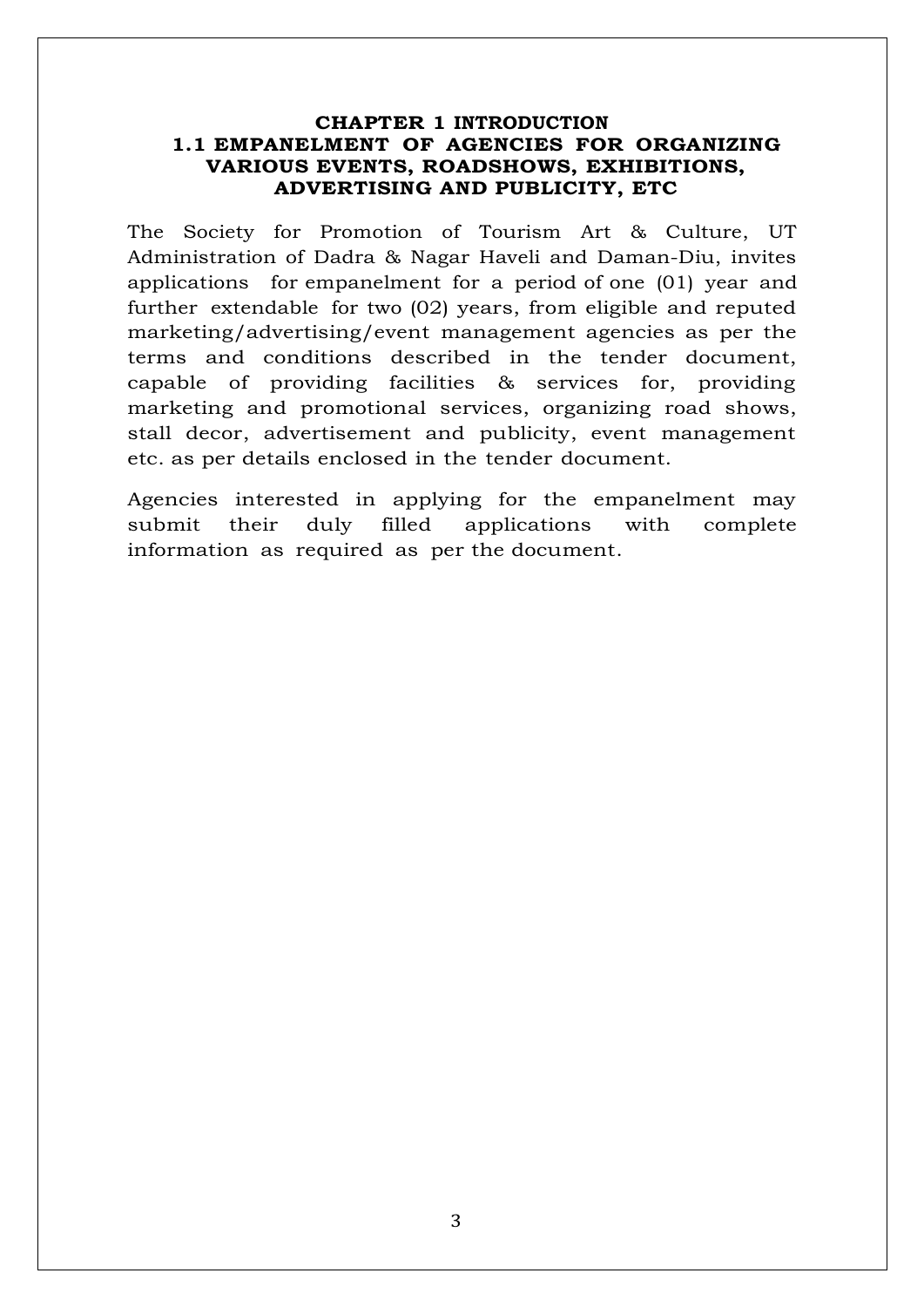# CHAPTER 1 INTRODUCTION

## 1.1 EMPANELMENT OF AGENCIES FOR ORGANIZING VARIOUS EVENTS, ROADSHOWS, EXHIBITIONS, ADVERTISING AND PUBLICITY, ETC

The Society for Promotion of Tourism Art & Culture, UT Administration of Dadra & Nagar Haveli and Daman-Diu, invites applications for empanelment for a period of one (01) year and further extendable for two (02) years, from eligible and reputed marketing/advertising/event management agencies as per the terms and conditions described in the tender document, capable of providing facilities & services for, providing marketing and promotional services, organizing road shows, stall decor, advertisement and publicity, event management etc. as per details enclosed in the tender document.

Agencies interested in applying for the empanelment may submit their duly filled applications with complete information as required as per the document.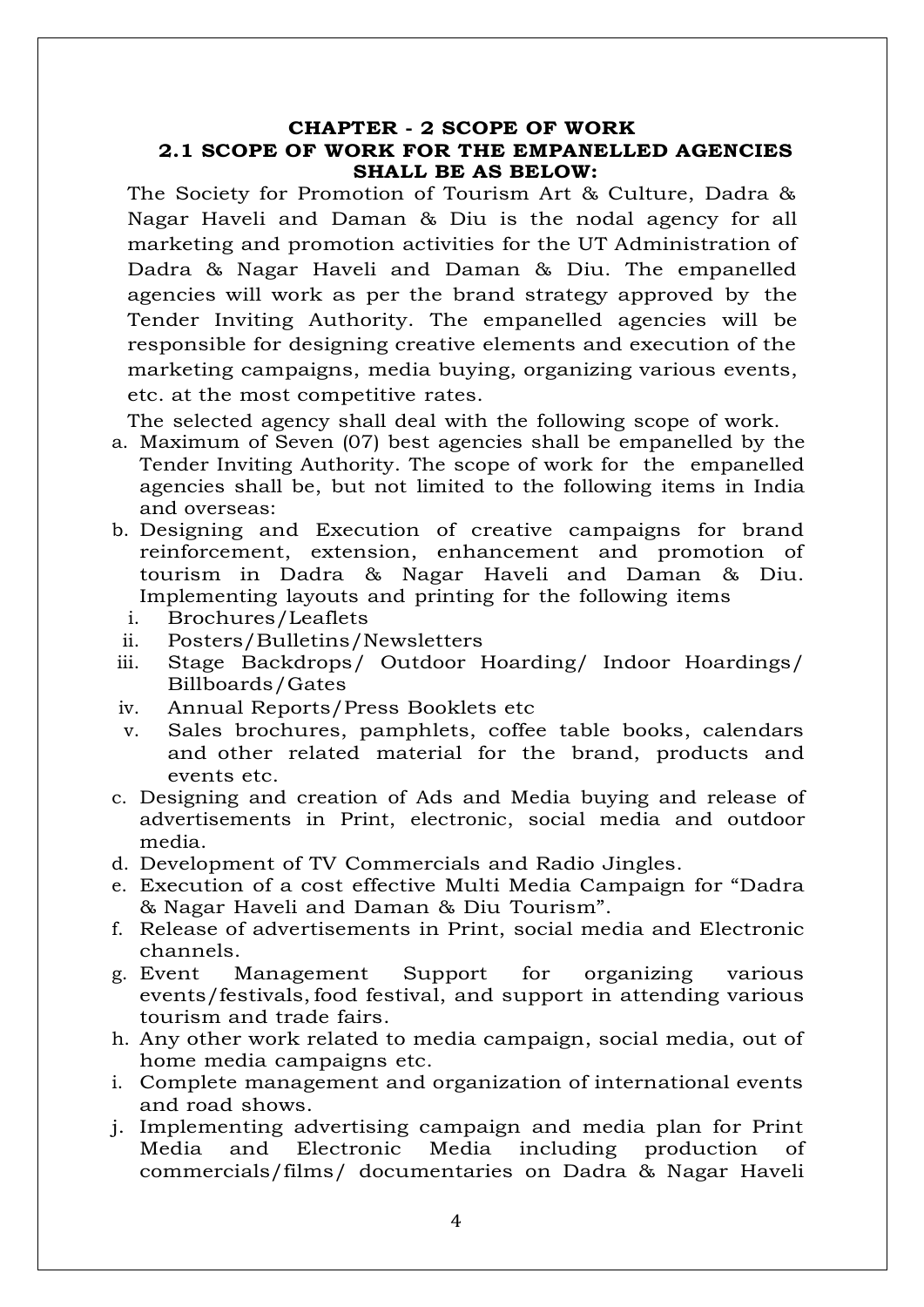## CHAPTER - 2 SCOPE OF WORK

### 2.1 SCOPE OF WORK FOR THE EMPANELLED AGENCIES SHALL BE AS BELOW:

The Society for Promotion of Tourism Art & Culture, Dadra & Nagar Haveli and Daman & Diu is the nodal agency for all marketing and promotion activities for the UT Administration of Dadra & Nagar Haveli and Daman & Diu. The empanelled agencies will work as per the brand strategy approved by the Tender Inviting Authority. The empanelled agencies will be responsible for designing creative elements and execution of the marketing campaigns, media buying, organizing various events, etc. at the most competitive rates.

The selected agency shall deal with the following scope of work.

a. Maximum of Seven (07) best agencies shall be empanelled by the Tender Inviting Authority. The scope of work for the empanelled agencies shall be, but not limited to the following items in India and overseas:
b. Designing and Execution of creative campaigns for brand reinforcement, extension, enhancement and promotion of tourism in Dadra & Nagar Haveli and Daman & Diu. Implementing layouts and printing for the following items
   i. Brochures/Leaflets
   ii. Posters/Bulletins/Newsletters
   iii. Stage Backdrops/ Outdoor Hoarding/ Indoor Hoardings/ Billboards/Gates
   iv. Annual Reports/Press Booklets etc
   v. Sales brochures, pamphlets, coffee table books, calendars and other related material for the brand, products and events etc.
c. Designing and creation of Ads and Media buying and release of advertisements in Print, electronic, social media and outdoor media.
d. Development of TV Commercials and Radio Jingles.
e. Execution of a cost effective Multi Media Campaign for "Dadra & Nagar Haveli and Daman & Diu Tourism".
f. Release of advertisements in Print, social media and Electronic channels.
g. Event Management Support for organizing various events/festivals, food festival, and support in attending various tourism and trade fairs.
h. Any other work related to media campaign, social media, out of home media campaigns etc.
i. Complete management and organization of international events and road shows.
j. Implementing advertising campaign and media plan for Print Media and Electronic Media including production of commercials/films/ documentaries on Dadra & Nagar Haveli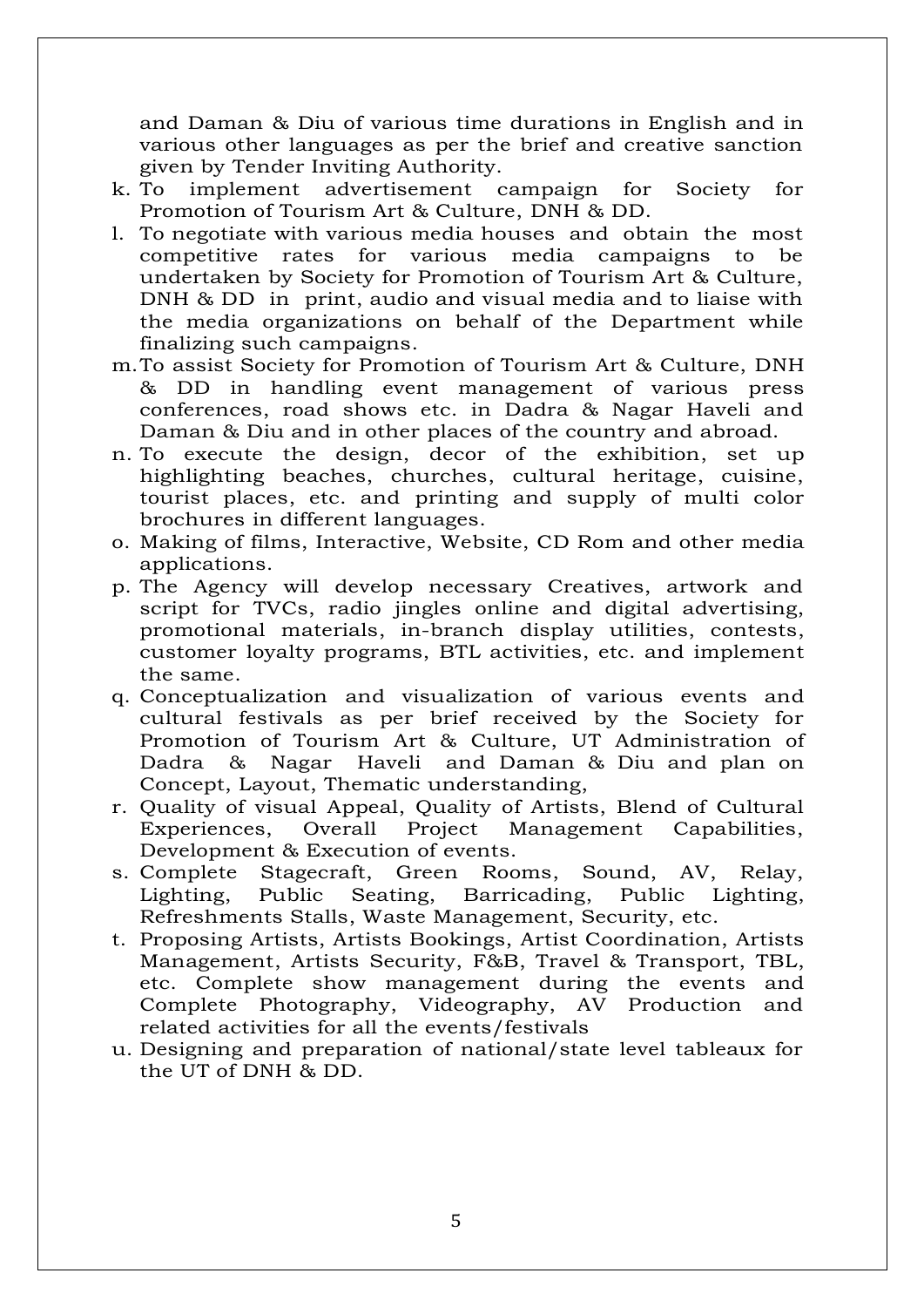and Daman & Diu of various time durations in English and in various other languages as per the brief and creative sanction given by Tender Inviting Authority.

k. To implement advertisement campaign for Society for Promotion of Tourism Art & Culture, DNH & DD.

l. To negotiate with various media houses and obtain the most competitive rates for various media campaigns to be undertaken by Society for Promotion of Tourism Art & Culture, DNH & DD in print, audio and visual media and to liaise with the media organizations on behalf of the Department while finalizing such campaigns.

m. To assist Society for Promotion of Tourism Art & Culture, DNH & DD in handling event management of various press conferences, road shows etc. in Dadra & Nagar Haveli and Daman & Diu and in other places of the country and abroad.

n. To execute the design, decor of the exhibition, set up highlighting beaches, churches, cultural heritage, cuisine, tourist places, etc. and printing and supply of multi color brochures in different languages.

o. Making of films, Interactive, Website, CD Rom and other media applications.

p. The Agency will develop necessary Creatives, artwork and script for TVCs, radio jingles online and digital advertising, promotional materials, in-branch display utilities, contests, customer loyalty programs, BTL activities, etc. and implement the same.

q. Conceptualization and visualization of various events and cultural festivals as per brief received by the Society for Promotion of Tourism Art & Culture, UT Administration of Dadra & Nagar Haveli and Daman & Diu and plan on Concept, Layout, Thematic understanding,

r. Quality of visual Appeal, Quality of Artists, Blend of Cultural Experiences, Overall Project Management Capabilities, Development & Execution of events.

s. Complete Stagecraft, Green Rooms, Sound, AV, Relay, Lighting, Public Seating, Barricading, Public Lighting, Refreshments Stalls, Waste Management, Security, etc.

t. Proposing Artists, Artists Bookings, Artist Coordination, Artists Management, Artists Security, F&B, Travel & Transport, TBL, etc. Complete show management during the events and Complete Photography, Videography, AV Production and related activities for all the events/festivals

u. Designing and preparation of national/state level tableaux for the UT of DNH & DD.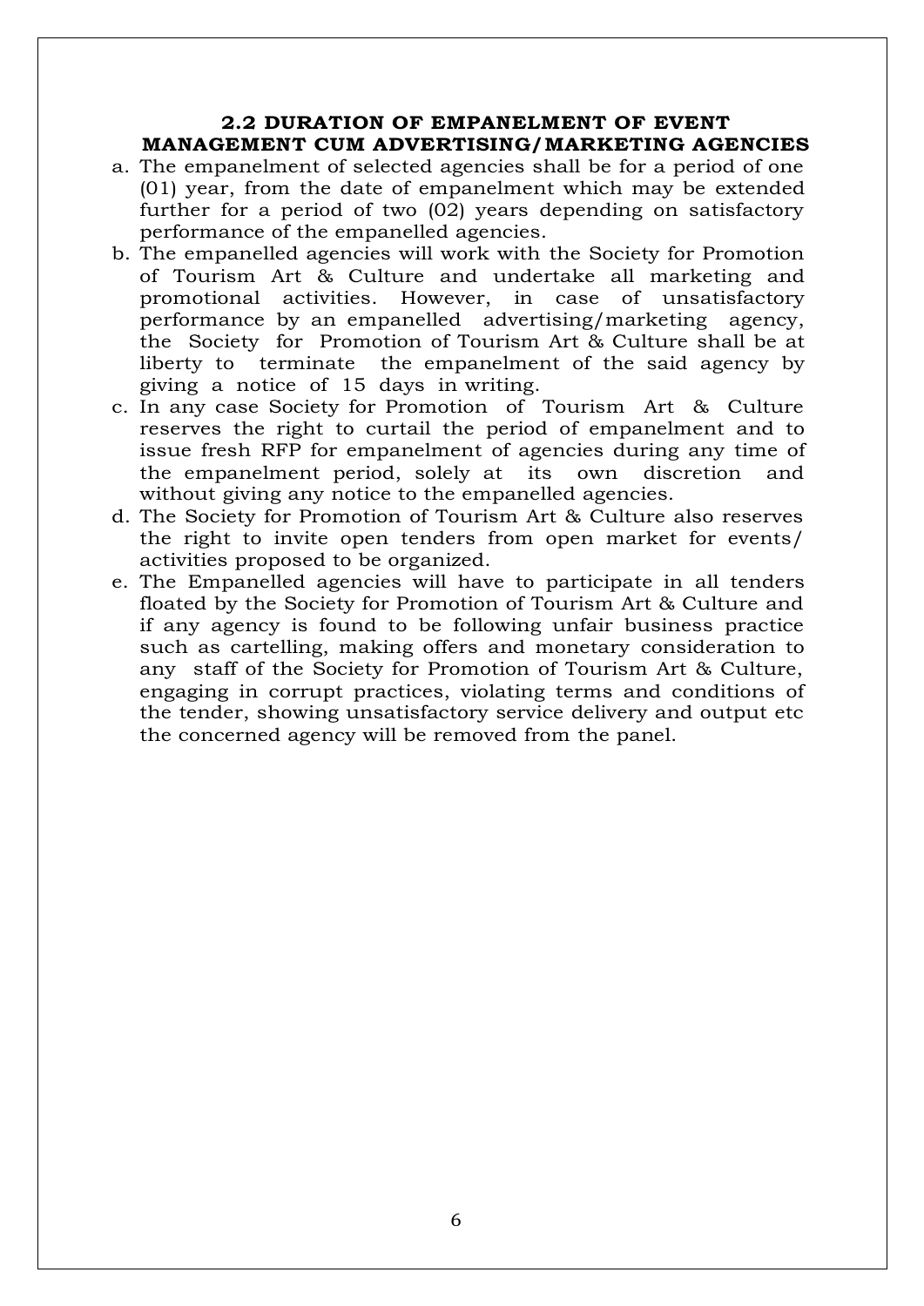### 2.2 DURATION OF EMPANELMENT OF EVENT MANAGEMENT CUM ADVERTISING/MARKETING AGENCIES

a. The empanelment of selected agencies shall be for a period of one (01) year, from the date of empanelment which may be extended further for a period of two (02) years depending on satisfactory performance of the empanelled agencies.
b. The empanelled agencies will work with the Society for Promotion of Tourism Art & Culture and undertake all marketing and promotional activities. However, in case of unsatisfactory performance by an empanelled advertising/marketing agency, the Society for Promotion of Tourism Art & Culture shall be at liberty to terminate the empanelment of the said agency by giving a notice of 15 days in writing.
c. In any case Society for Promotion of Tourism Art & Culture reserves the right to curtail the period of empanelment and to issue fresh RFP for empanelment of agencies during any time of the empanelment period, solely at its own discretion and without giving any notice to the empanelled agencies.
d. The Society for Promotion of Tourism Art & Culture also reserves the right to invite open tenders from open market for events/ activities proposed to be organized.
e. The Empanelled agencies will have to participate in all tenders floated by the Society for Promotion of Tourism Art & Culture and if any agency is found to be following unfair business practice such as cartelling, making offers and monetary consideration to any staff of the Society for Promotion of Tourism Art & Culture, engaging in corrupt practices, violating terms and conditions of the tender, showing unsatisfactory service delivery and output etc the concerned agency will be removed from the panel.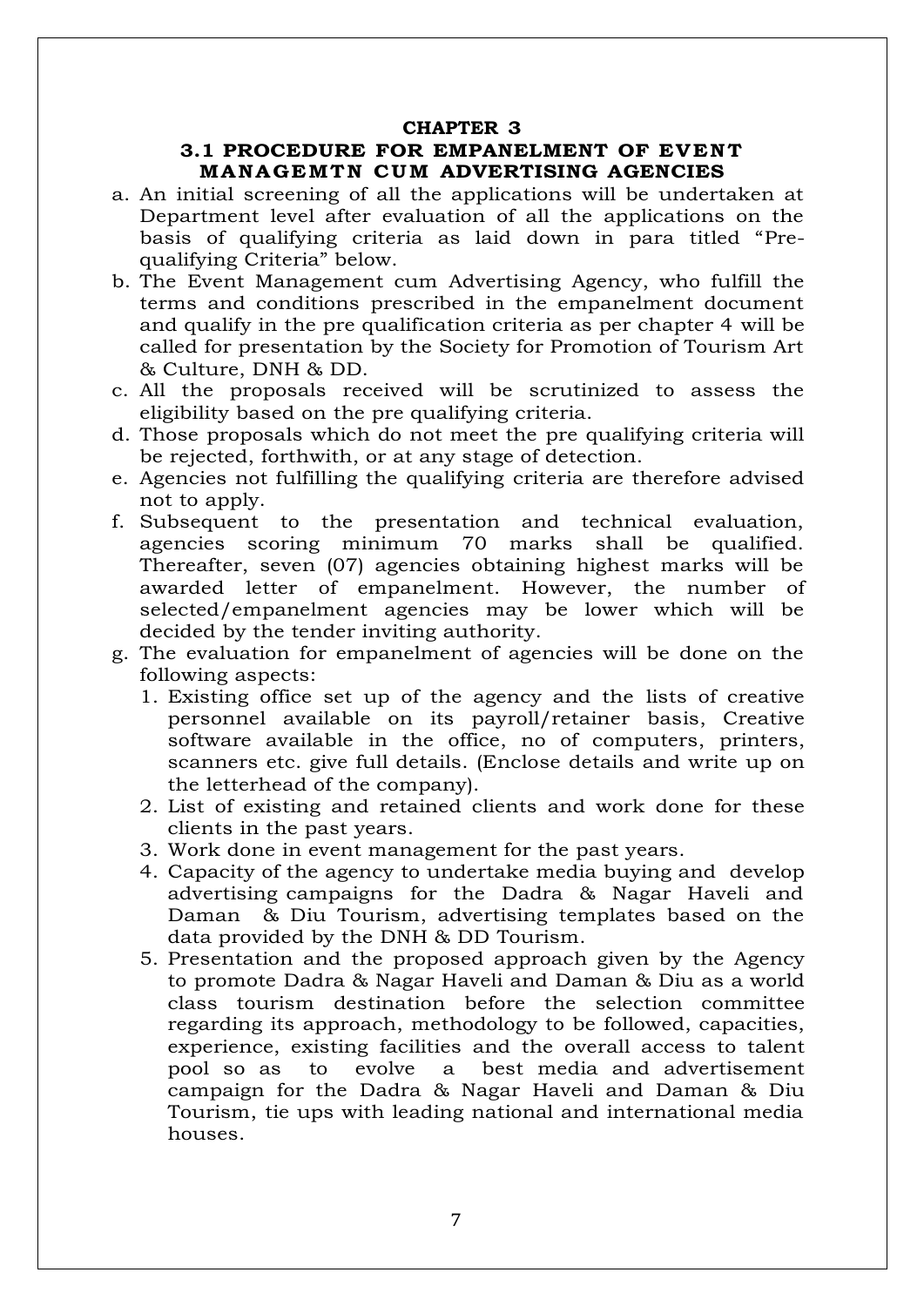## CHAPTER 3

### 3.1 PROCEDURE FOR EMPANELMENT OF EVENT MANAGEMTN CUM ADVERTISING AGENCIES

a. An initial screening of all the applications will be undertaken at Department level after evaluation of all the applications on the basis of qualifying criteria as laid down in para titled "Pre-qualifying Criteria" below.

b. The Event Management cum Advertising Agency, who fulfill the terms and conditions prescribed in the empanelment document and qualify in the pre qualification criteria as per chapter 4 will be called for presentation by the Society for Promotion of Tourism Art & Culture, DNH & DD.

c. All the proposals received will be scrutinized to assess the eligibility based on the pre qualifying criteria.

d. Those proposals which do not meet the pre qualifying criteria will be rejected, forthwith, or at any stage of detection.

e. Agencies not fulfilling the qualifying criteria are therefore advised not to apply.

f. Subsequent to the presentation and technical evaluation, agencies scoring minimum 70 marks shall be qualified. Thereafter, seven (07) agencies obtaining highest marks will be awarded letter of empanelment. However, the number of selected/empanelment agencies may be lower which will be decided by the tender inviting authority.

g. The evaluation for empanelment of agencies will be done on the following aspects:

   1. Existing office set up of the agency and the lists of creative personnel available on its payroll/retainer basis, Creative software available in the office, no of computers, printers, scanners etc. give full details. (Enclose details and write up on the letterhead of the company).
   2. List of existing and retained clients and work done for these clients in the past years.
   3. Work done in event management for the past years.
   4. Capacity of the agency to undertake media buying and develop advertising campaigns for the Dadra & Nagar Haveli and Daman & Diu Tourism, advertising templates based on the data provided by the DNH & DD Tourism.
   5. Presentation and the proposed approach given by the Agency to promote Dadra & Nagar Haveli and Daman & Diu as a world class tourism destination before the selection committee regarding its approach, methodology to be followed, capacities, experience, existing facilities and the overall access to talent pool so as to evolve a best media and advertisement campaign for the Dadra & Nagar Haveli and Daman & Diu Tourism, tie ups with leading national and international media houses.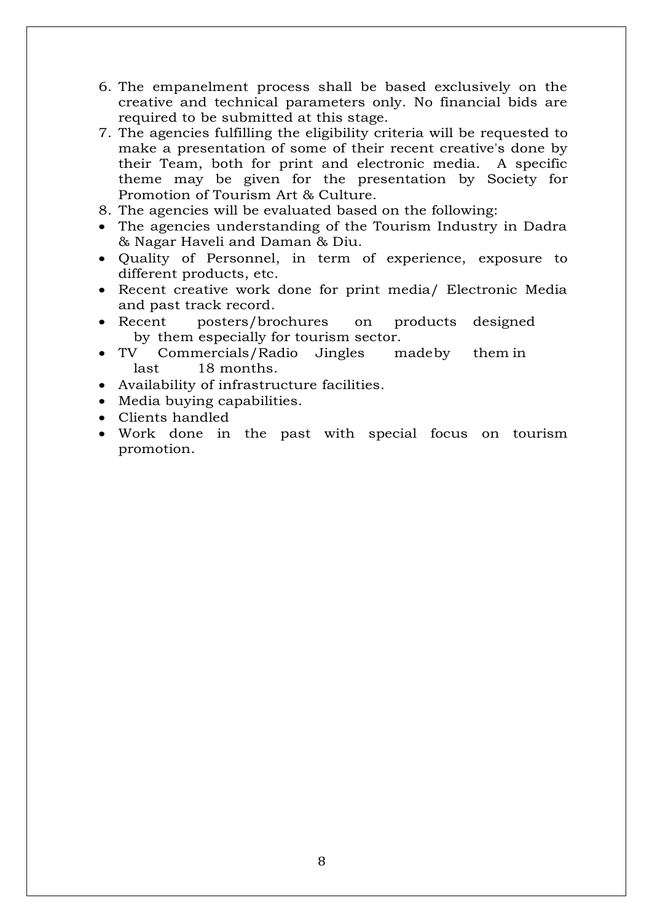6. The empanelment process shall be based exclusively on the creative and technical parameters only. No financial bids are required to be submitted at this stage.
7. The agencies fulfilling the eligibility criteria will be requested to make a presentation of some of their recent creative's done by their Team, both for print and electronic media. A specific theme may be given for the presentation by Society for Promotion of Tourism Art & Culture.
8. The agencies will be evaluated based on the following:

- The agencies understanding of the Tourism Industry in Dadra & Nagar Haveli and Daman & Diu.
- Quality of Personnel, in term of experience, exposure to different products, etc.
- Recent creative work done for print media/ Electronic Media and past track record.
- Recent posters/brochures on products designed by them especially for tourism sector.
- TV Commercials/Radio Jingles madeby them in last 18 months.
- Availability of infrastructure facilities.
- Media buying capabilities.
- Clients handled
- Work done in the past with special focus on tourism promotion.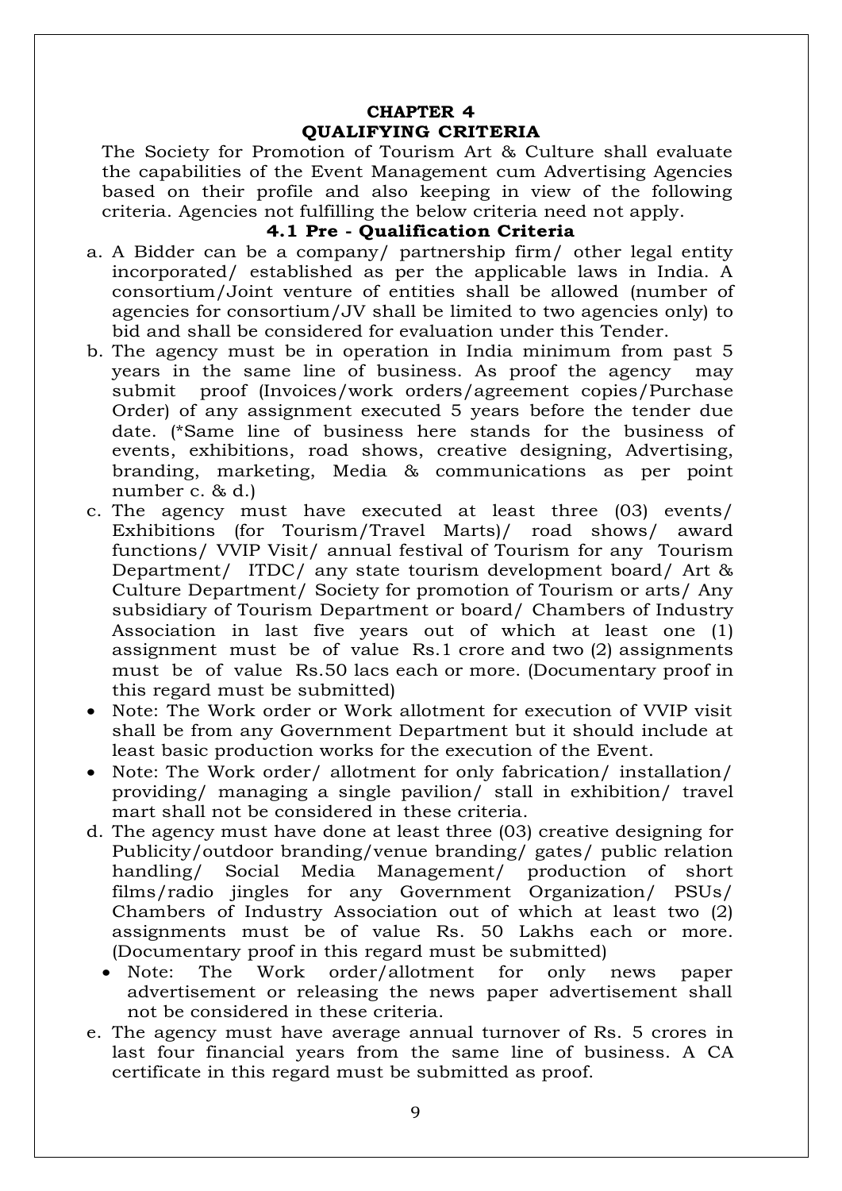# CHAPTER 4
# QUALIFYING CRITERIA

The Society for Promotion of Tourism Art & Culture shall evaluate the capabilities of the Event Management cum Advertising Agencies based on their profile and also keeping in view of the following criteria. Agencies not fulfilling the below criteria need not apply.

## 4.1 Pre - Qualification Criteria

a. A Bidder can be a company/ partnership firm/ other legal entity incorporated/ established as per the applicable laws in India. A consortium/Joint venture of entities shall be allowed (number of agencies for consortium/JV shall be limited to two agencies only) to bid and shall be considered for evaluation under this Tender.

b. The agency must be in operation in India minimum from past 5 years in the same line of business. As proof the agency may submit proof (Invoices/work orders/agreement copies/Purchase Order) of any assignment executed 5 years before the tender due date. (*Same line of business here stands for the business of events, exhibitions, road shows, creative designing, Advertising, branding, marketing, Media & communications as per point number c. & d.)

c. The agency must have executed at least three (03) events/ Exhibitions (for Tourism/Travel Marts)/ road shows/ award functions/ VVIP Visit/ annual festival of Tourism for any Tourism Department/ ITDC/ any state tourism development board/ Art & Culture Department/ Society for promotion of Tourism or arts/ Any subsidiary of Tourism Department or board/ Chambers of Industry Association in last five years out of which at least one (1) assignment must be of value Rs.1 crore and two (2) assignments must be of value Rs.50 lacs each or more. (Documentary proof in this regard must be submitted)

- Note: The Work order or Work allotment for execution of VVIP visit shall be from any Government Department but it should include at least basic production works for the execution of the Event.
- Note: The Work order/ allotment for only fabrication/ installation/ providing/ managing a single pavilion/ stall in exhibition/ travel mart shall not be considered in these criteria.

d. The agency must have done at least three (03) creative designing for Publicity/outdoor branding/venue branding/ gates/ public relation handling/ Social Media Management/ production of short films/radio jingles for any Government Organization/ PSUs/ Chambers of Industry Association out of which at least two (2) assignments must be of value Rs. 50 Lakhs each or more. (Documentary proof in this regard must be submitted)

  - Note: The Work order/allotment for only news paper advertisement or releasing the news paper advertisement shall not be considered in these criteria.

e. The agency must have average annual turnover of Rs. 5 crores in last four financial years from the same line of business. A CA certificate in this regard must be submitted as proof.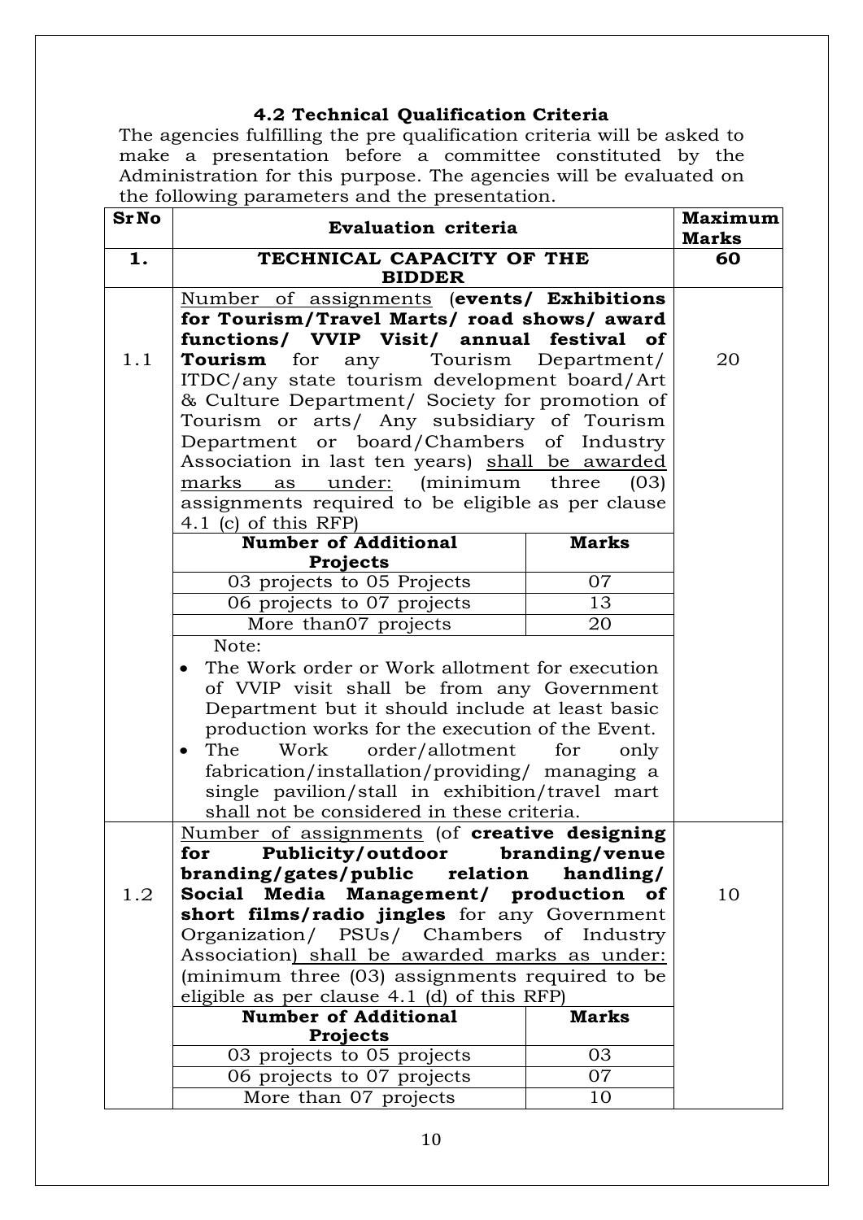### 4.2 Technical Qualification Criteria

The agencies fulfilling the pre qualification criteria will be asked to make a presentation before a committee constituted by the Administration for this purpose. The agencies will be evaluated on the following parameters and the presentation.

| Sr No | Evaluation criteria | | Maximum Marks |
|---|---|---|---|
| **1.** | **TECHNICAL CAPACITY OF THE BIDDER** | | **60** |
| 1.1 | Number of assignments (**events/ Exhibitions for Tourism/Travel Marts/ road shows/ award functions/ VVIP Visit/ annual festival of Tourism** for any Tourism Department/ ITDC/any state tourism development board/Art & Culture Department/ Society for promotion of Tourism or arts/ Any subsidiary of Tourism Department or board/Chambers of Industry Association in last ten years) shall be awarded marks as under: (minimum three (03) assignments required to be eligible as per clause 4.1 (c) of this RFP) | | 20 |
| | **Number of Additional Projects** | **Marks** | |
| | 03 projects to 05 Projects | 07 | |
| | 06 projects to 07 projects | 13 | |
| | More than07 projects | 20 | |
| | Note:<br>• The Work order or Work allotment for execution of VVIP visit shall be from any Government Department but it should include at least basic production works for the execution of the Event.<br>• The Work order/allotment for only fabrication/installation/providing/ managing a single pavilion/stall in exhibition/travel mart shall not be considered in these criteria. | | |
| 1.2 | Number of assignments (of **creative designing for Publicity/outdoor branding/venue branding/gates/public relation handling/ Social Media Management/ production of short films/radio jingles** for any Government Organization/ PSUs/ Chambers of Industry Association) shall be awarded marks as under: (minimum three (03) assignments required to be eligible as per clause 4.1 (d) of this RFP) | | 10 |
| | **Number of Additional Projects** | **Marks** | |
| | 03 projects to 05 projects | 03 | |
| | 06 projects to 07 projects | 07 | |
| | More than 07 projects | 10 | |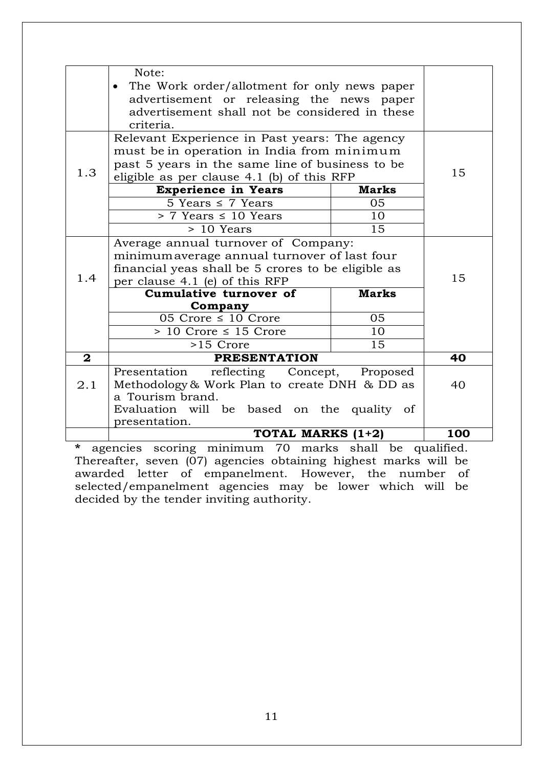| | | | |
|---|---|---|---|
| | Note:<br>• The Work order/allotment for only news paper advertisement or releasing the news paper advertisement shall not be considered in these criteria. | | |
| 1.3 | Relevant Experience in Past years: The agency must be in operation in India from minimum past 5 years in the same line of business to be eligible as per clause 4.1 (b) of this RFP | | 15 |
| | **Experience in Years** | **Marks** | |
| | 5 Years ≤ 7 Years | 05 | |
| | > 7 Years ≤ 10 Years | 10 | |
| | > 10 Years | 15 | |
| 1.4 | Average annual turnover of Company: minimumaverage annual turnover of last four financial yeas shall be 5 crores to be eligible as per clause 4.1 (e) of this RFP | | 15 |
| | **Cumulative turnover of Company** | **Marks** | |
| | 05 Crore ≤ 10 Crore | 05 | |
| | > 10 Crore ≤ 15 Crore | 10 | |
| | >15 Crore | 15 | |
| **2** | **PRESENTATION** | | **40** |
| 2.1 | Presentation reflecting Concept, Proposed Methodology & Work Plan to create DNH & DD as a Tourism brand.<br>Evaluation will be based on the quality of presentation. | | 40 |
| | **TOTAL MARKS (1+2)** | | **100** |

**\*** agencies scoring minimum 70 marks shall be qualified. Thereafter, seven (07) agencies obtaining highest marks will be awarded letter of empanelment. However, the number of selected/empanelment agencies may be lower which will be decided by the tender inviting authority.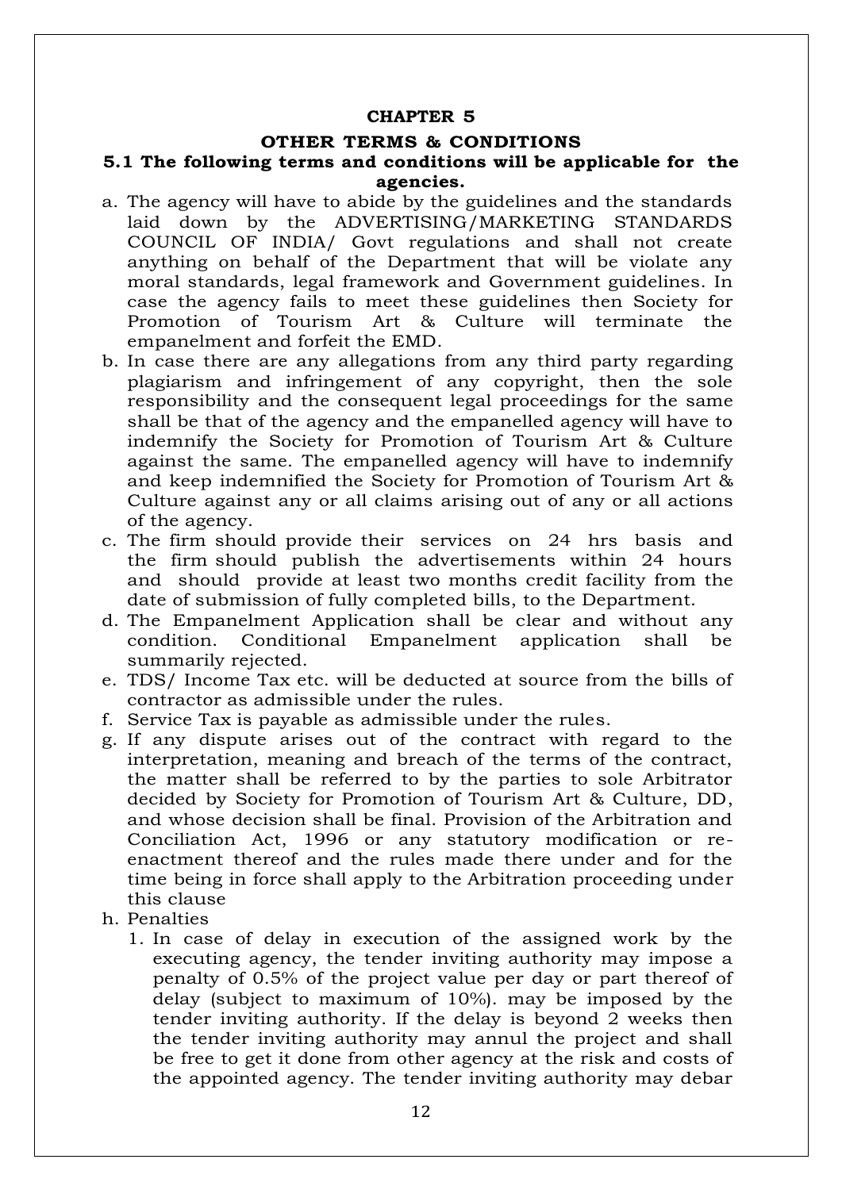# CHAPTER 5

## OTHER TERMS & CONDITIONS

### 5.1 The following terms and conditions will be applicable for the agencies.

a. The agency will have to abide by the guidelines and the standards laid down by the ADVERTISING/MARKETING STANDARDS COUNCIL OF INDIA/ Govt regulations and shall not create anything on behalf of the Department that will be violate any moral standards, legal framework and Government guidelines. In case the agency fails to meet these guidelines then Society for Promotion of Tourism Art & Culture will terminate the empanelment and forfeit the EMD.

b. In case there are any allegations from any third party regarding plagiarism and infringement of any copyright, then the sole responsibility and the consequent legal proceedings for the same shall be that of the agency and the empanelled agency will have to indemnify the Society for Promotion of Tourism Art & Culture against the same. The empanelled agency will have to indemnify and keep indemnified the Society for Promotion of Tourism Art & Culture against any or all claims arising out of any or all actions of the agency.

c. The firm should provide their services on 24 hrs basis and the firm should publish the advertisements within 24 hours and should provide at least two months credit facility from the date of submission of fully completed bills, to the Department.

d. The Empanelment Application shall be clear and without any condition. Conditional Empanelment application shall be summarily rejected.

e. TDS/ Income Tax etc. will be deducted at source from the bills of contractor as admissible under the rules.

f. Service Tax is payable as admissible under the rules.

g. If any dispute arises out of the contract with regard to the interpretation, meaning and breach of the terms of the contract, the matter shall be referred to by the parties to sole Arbitrator decided by Society for Promotion of Tourism Art & Culture, DD, and whose decision shall be final. Provision of the Arbitration and Conciliation Act, 1996 or any statutory modification or re-enactment thereof and the rules made there under and for the time being in force shall apply to the Arbitration proceeding under this clause

h. Penalties

   1. In case of delay in execution of the assigned work by the executing agency, the tender inviting authority may impose a penalty of 0.5% of the project value per day or part thereof of delay (subject to maximum of 10%). may be imposed by the tender inviting authority. If the delay is beyond 2 weeks then the tender inviting authority may annul the project and shall be free to get it done from other agency at the risk and costs of the appointed agency. The tender inviting authority may debar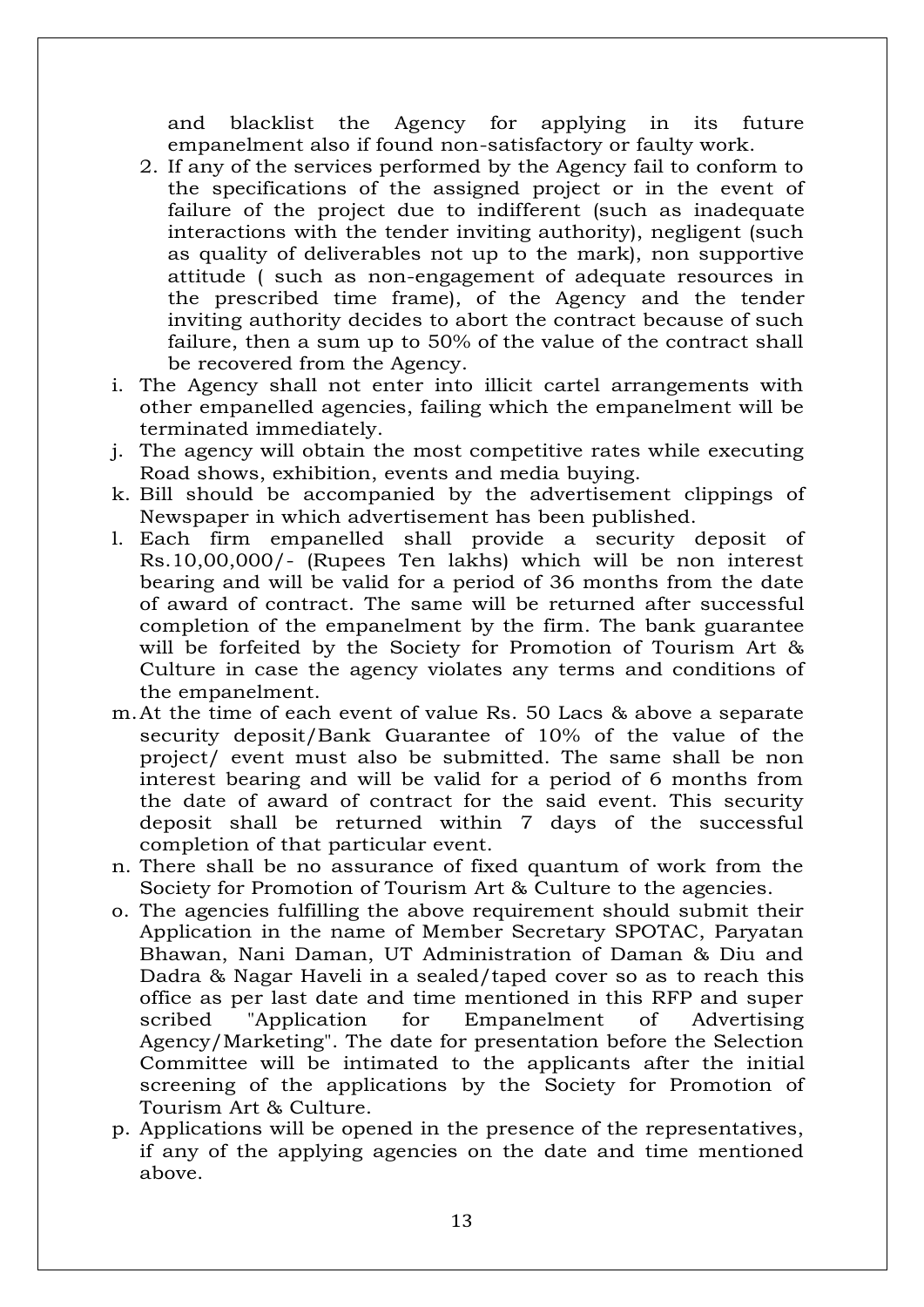and blacklist the Agency for applying in its future empanelment also if found non-satisfactory or faulty work.

2. If any of the services performed by the Agency fail to conform to the specifications of the assigned project or in the event of failure of the project due to indifferent (such as inadequate interactions with the tender inviting authority), negligent (such as quality of deliverables not up to the mark), non supportive attitude ( such as non-engagement of adequate resources in the prescribed time frame), of the Agency and the tender inviting authority decides to abort the contract because of such failure, then a sum up to 50% of the value of the contract shall be recovered from the Agency.

i. The Agency shall not enter into illicit cartel arrangements with other empanelled agencies, failing which the empanelment will be terminated immediately.

j. The agency will obtain the most competitive rates while executing Road shows, exhibition, events and media buying.

k. Bill should be accompanied by the advertisement clippings of Newspaper in which advertisement has been published.

l. Each firm empanelled shall provide a security deposit of Rs.10,00,000/- (Rupees Ten lakhs) which will be non interest bearing and will be valid for a period of 36 months from the date of award of contract. The same will be returned after successful completion of the empanelment by the firm. The bank guarantee will be forfeited by the Society for Promotion of Tourism Art & Culture in case the agency violates any terms and conditions of the empanelment.

m. At the time of each event of value Rs. 50 Lacs & above a separate security deposit/Bank Guarantee of 10% of the value of the project/ event must also be submitted. The same shall be non interest bearing and will be valid for a period of 6 months from the date of award of contract for the said event. This security deposit shall be returned within 7 days of the successful completion of that particular event.

n. There shall be no assurance of fixed quantum of work from the Society for Promotion of Tourism Art & Culture to the agencies.

o. The agencies fulfilling the above requirement should submit their Application in the name of Member Secretary SPOTAC, Paryatan Bhawan, Nani Daman, UT Administration of Daman & Diu and Dadra & Nagar Haveli in a sealed/taped cover so as to reach this office as per last date and time mentioned in this RFP and super scribed "Application for Empanelment of Advertising Agency/Marketing". The date for presentation before the Selection Committee will be intimated to the applicants after the initial screening of the applications by the Society for Promotion of Tourism Art & Culture.

p. Applications will be opened in the presence of the representatives, if any of the applying agencies on the date and time mentioned above.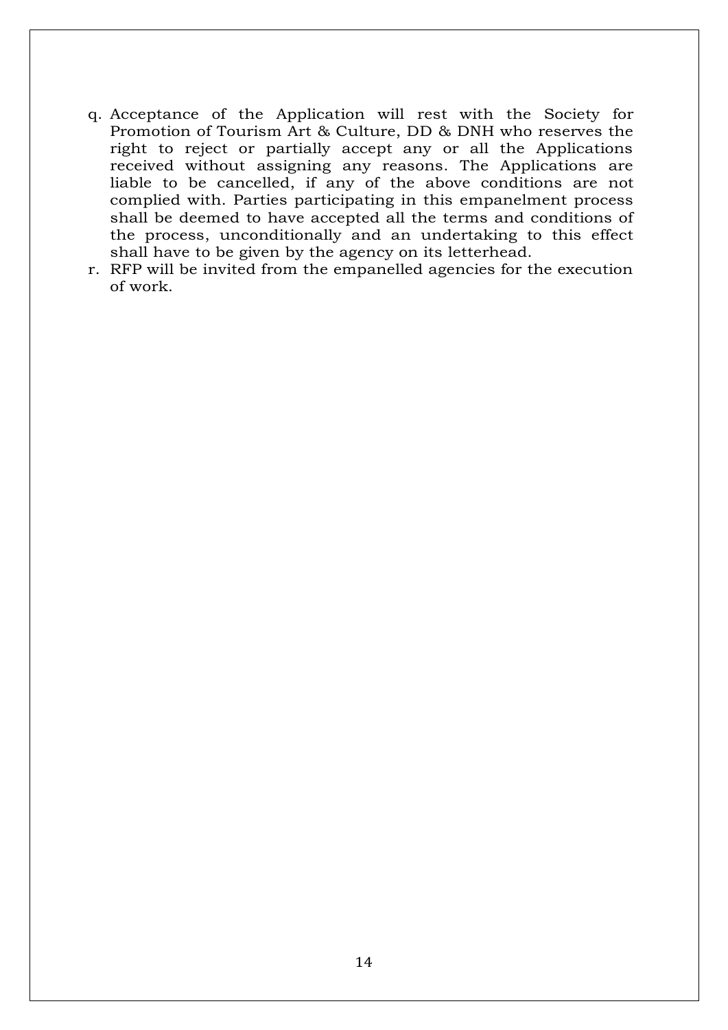q. Acceptance of the Application will rest with the Society for Promotion of Tourism Art & Culture, DD & DNH who reserves the right to reject or partially accept any or all the Applications received without assigning any reasons. The Applications are liable to be cancelled, if any of the above conditions are not complied with. Parties participating in this empanelment process shall be deemed to have accepted all the terms and conditions of the process, unconditionally and an undertaking to this effect shall have to be given by the agency on its letterhead.

r. RFP will be invited from the empanelled agencies for the execution of work.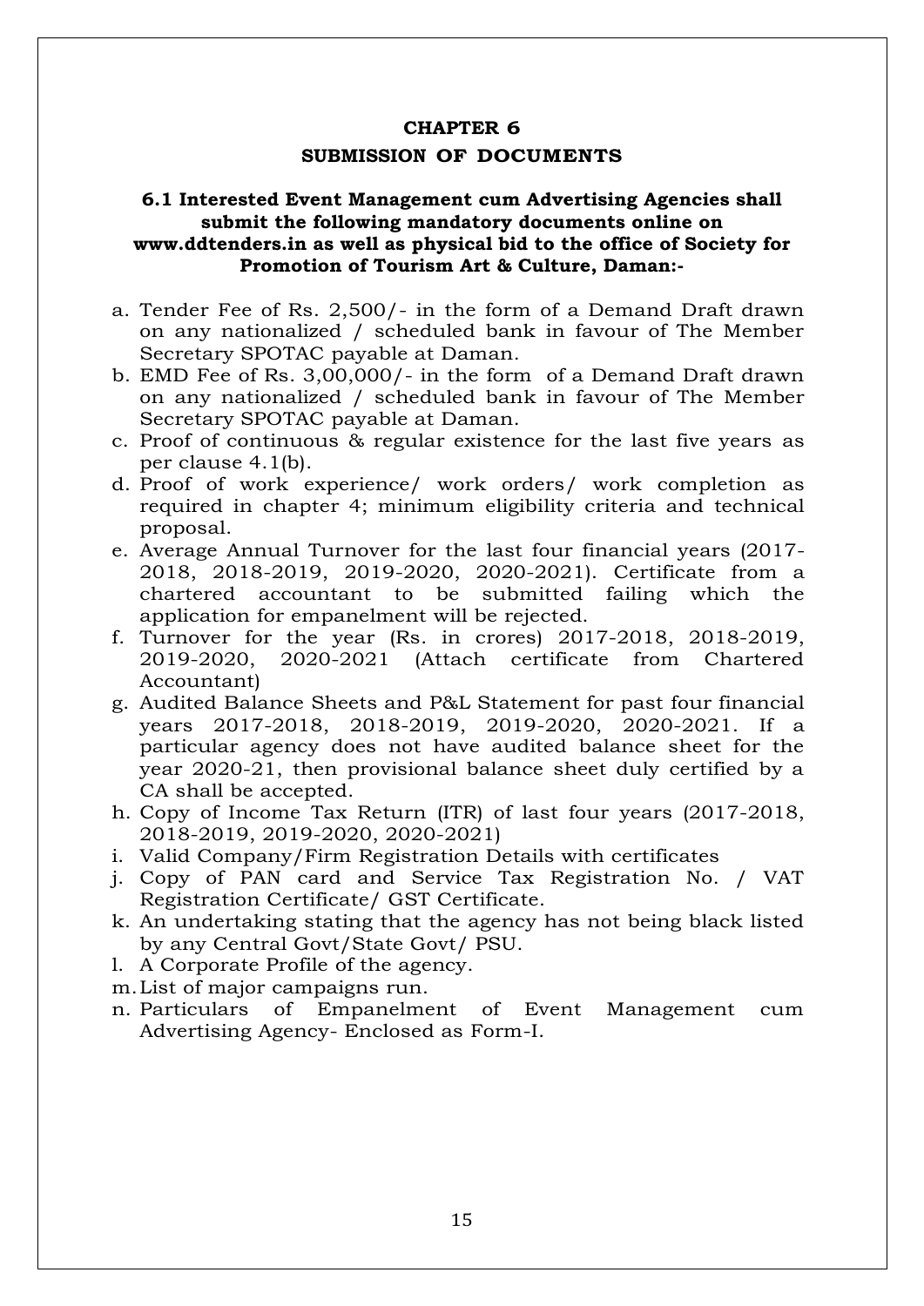# CHAPTER 6

## SUBMISSION OF DOCUMENTS

### 6.1 Interested Event Management cum Advertising Agencies shall submit the following mandatory documents online on www.ddtenders.in as well as physical bid to the office of Society for Promotion of Tourism Art & Culture, Daman:-

a. Tender Fee of Rs. 2,500/- in the form of a Demand Draft drawn on any nationalized / scheduled bank in favour of The Member Secretary SPOTAC payable at Daman.

b. EMD Fee of Rs. 3,00,000/- in the form of a Demand Draft drawn on any nationalized / scheduled bank in favour of The Member Secretary SPOTAC payable at Daman.

c. Proof of continuous & regular existence for the last five years as per clause 4.1(b).

d. Proof of work experience/ work orders/ work completion as required in chapter 4; minimum eligibility criteria and technical proposal.

e. Average Annual Turnover for the last four financial years (2017-2018, 2018-2019, 2019-2020, 2020-2021). Certificate from a chartered accountant to be submitted failing which the application for empanelment will be rejected.

f. Turnover for the year (Rs. in crores) 2017-2018, 2018-2019, 2019-2020, 2020-2021 (Attach certificate from Chartered Accountant)

g. Audited Balance Sheets and P&L Statement for past four financial years 2017-2018, 2018-2019, 2019-2020, 2020-2021. If a particular agency does not have audited balance sheet for the year 2020-21, then provisional balance sheet duly certified by a CA shall be accepted.

h. Copy of Income Tax Return (ITR) of last four years (2017-2018, 2018-2019, 2019-2020, 2020-2021)

i. Valid Company/Firm Registration Details with certificates

j. Copy of PAN card and Service Tax Registration No. / VAT Registration Certificate/ GST Certificate.

k. An undertaking stating that the agency has not being black listed by any Central Govt/State Govt/ PSU.

l. A Corporate Profile of the agency.

m. List of major campaigns run.

n. Particulars of Empanelment of Event Management cum Advertising Agency- Enclosed as Form-I.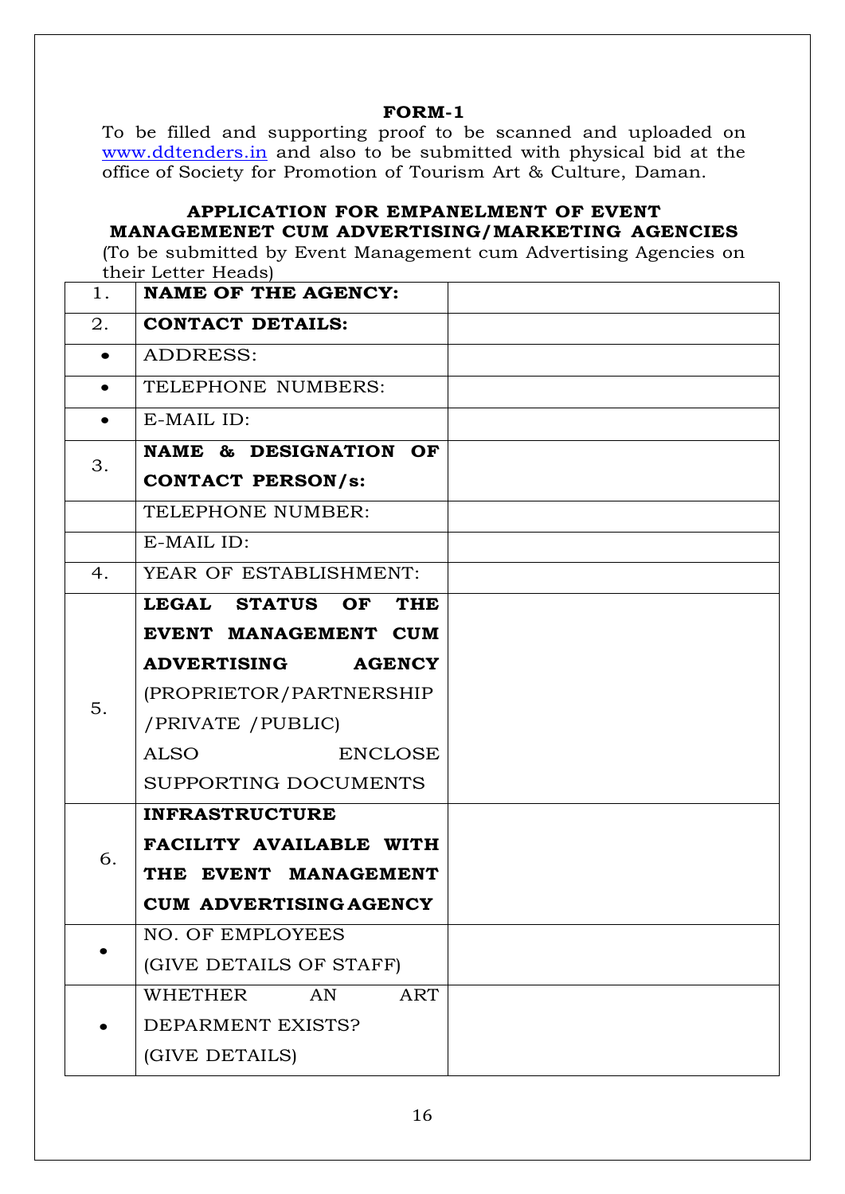**FORM-1**

To be filled and supporting proof to be scanned and uploaded on www.ddtenders.in and also to be submitted with physical bid at the office of Society for Promotion of Tourism Art & Culture, Daman.

**APPLICATION FOR EMPANELMENT OF EVENT MANAGEMENET CUM ADVERTISING/MARKETING AGENCIES**

(To be submitted by Event Management cum Advertising Agencies on their Letter Heads)

| | | |
|---|---|---|
| 1. | **NAME OF THE AGENCY:** | |
| 2. | **CONTACT DETAILS:** | |
| • | ADDRESS: | |
| • | TELEPHONE NUMBERS: | |
| • | E-MAIL ID: | |
| 3. | **NAME & DESIGNATION OF CONTACT PERSON/s:** | |
| | TELEPHONE NUMBER: | |
| | E-MAIL ID: | |
| 4. | YEAR OF ESTABLISHMENT: | |
| 5. | **LEGAL STATUS OF THE EVENT MANAGEMENT CUM ADVERTISING AGENCY** (PROPRIETOR/PARTNERSHIP /PRIVATE /PUBLIC) ALSO ENCLOSE SUPPORTING DOCUMENTS | |
| 6. | **INFRASTRUCTURE FACILITY AVAILABLE WITH THE EVENT MANAGEMENT CUM ADVERTISING AGENCY** | |
| • | NO. OF EMPLOYEES (GIVE DETAILS OF STAFF) | |
| • | WHETHER AN ART DEPARMENT EXISTS? (GIVE DETAILS) | |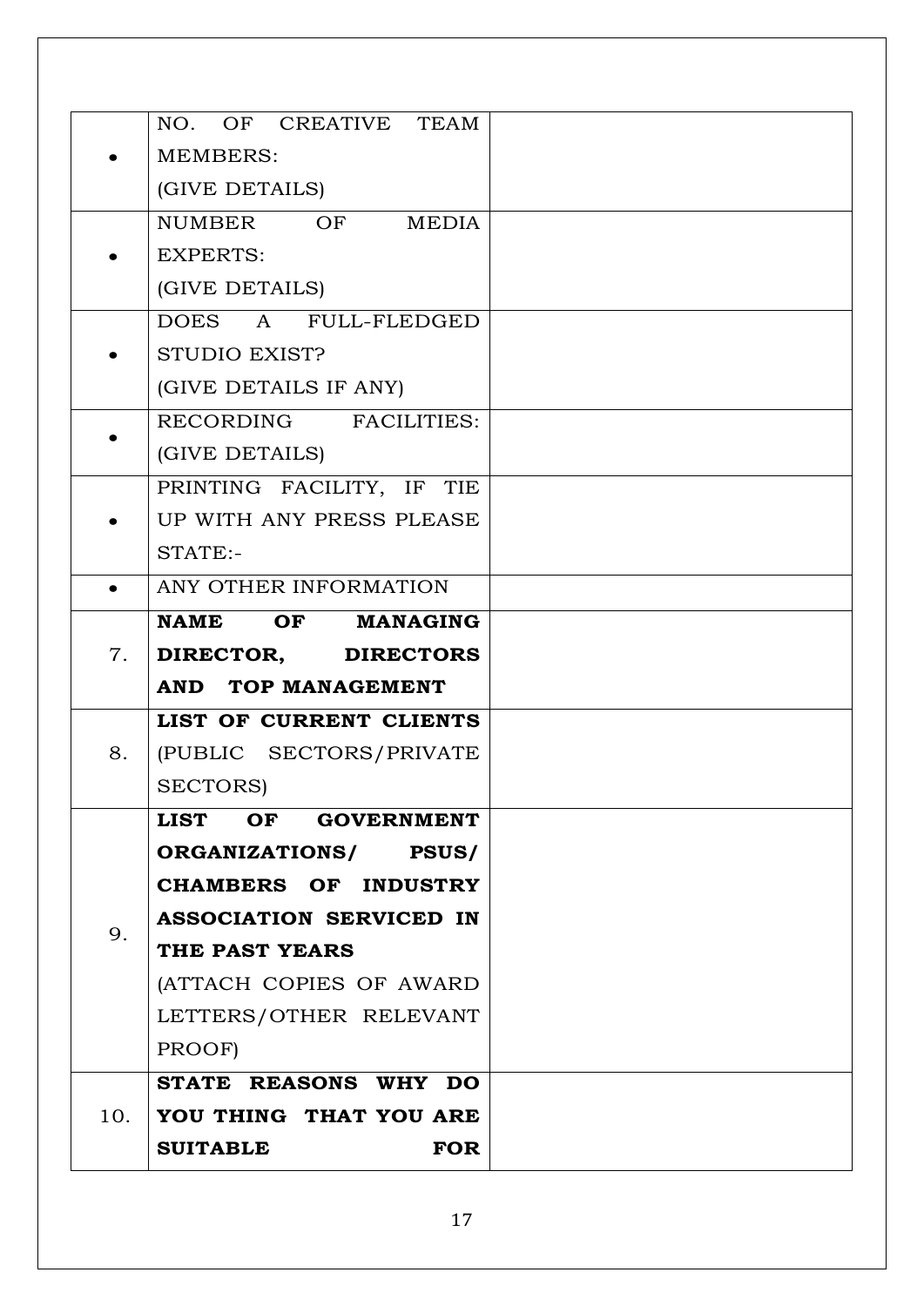| | | |
|---|---|---|
| • | NO. OF CREATIVE TEAM MEMBERS: (GIVE DETAILS) | |
| • | NUMBER OF MEDIA EXPERTS: (GIVE DETAILS) | |
| • | DOES A FULL-FLEDGED STUDIO EXIST? (GIVE DETAILS IF ANY) | |
| • | RECORDING FACILITIES: (GIVE DETAILS) | |
| • | PRINTING FACILITY, IF TIE UP WITH ANY PRESS PLEASE STATE:- | |
| • | ANY OTHER INFORMATION | |
| 7. | **NAME OF MANAGING DIRECTOR, DIRECTORS AND TOP MANAGEMENT** | |
| 8. | **LIST OF CURRENT CLIENTS** (PUBLIC SECTORS/PRIVATE SECTORS) | |
| 9. | **LIST OF GOVERNMENT ORGANIZATIONS/ PSUS/ CHAMBERS OF INDUSTRY ASSOCIATION SERVICED IN THE PAST YEARS** (ATTACH COPIES OF AWARD LETTERS/OTHER RELEVANT PROOF) | |
| 10. | **STATE REASONS WHY DO YOU THING THAT YOU ARE SUITABLE FOR** | |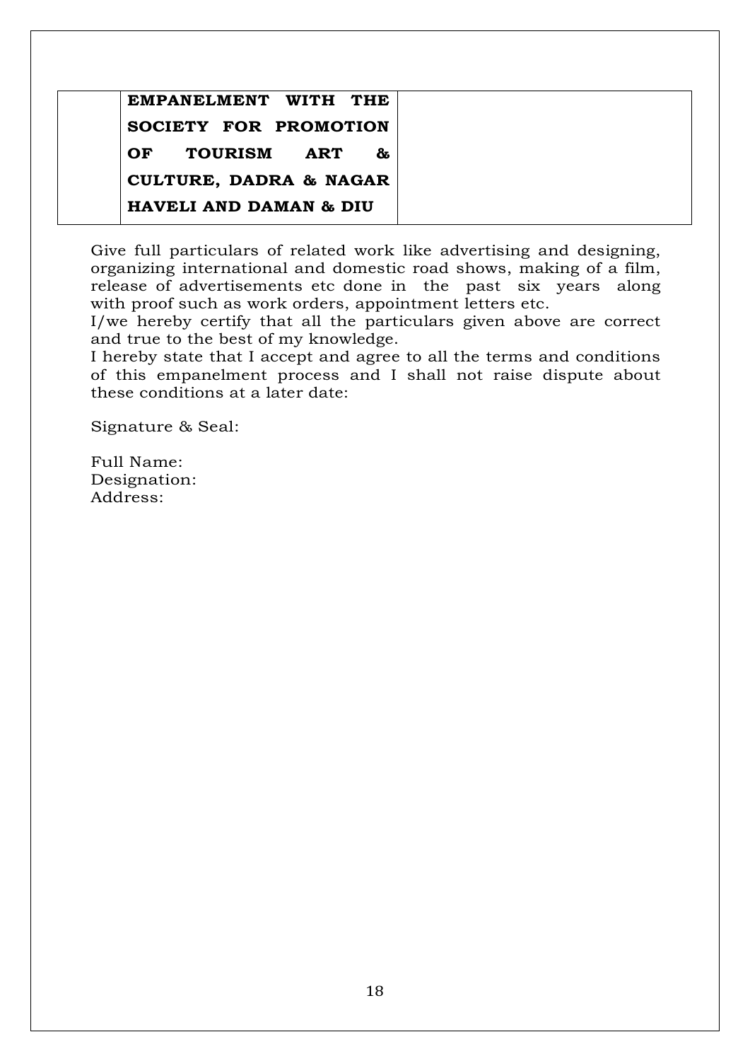| | | |
|---|---|---|
| | **EMPANELMENT WITH THE SOCIETY FOR PROMOTION OF TOURISM ART & CULTURE, DADRA & NAGAR HAVELI AND DAMAN & DIU** | |

Give full particulars of related work like advertising and designing, organizing international and domestic road shows, making of a film, release of advertisements etc done in the past six years along with proof such as work orders, appointment letters etc.

I/we hereby certify that all the particulars given above are correct and true to the best of my knowledge.

I hereby state that I accept and agree to all the terms and conditions of this empanelment process and I shall not raise dispute about these conditions at a later date:

Signature & Seal:

Full Name:
Designation:
Address: